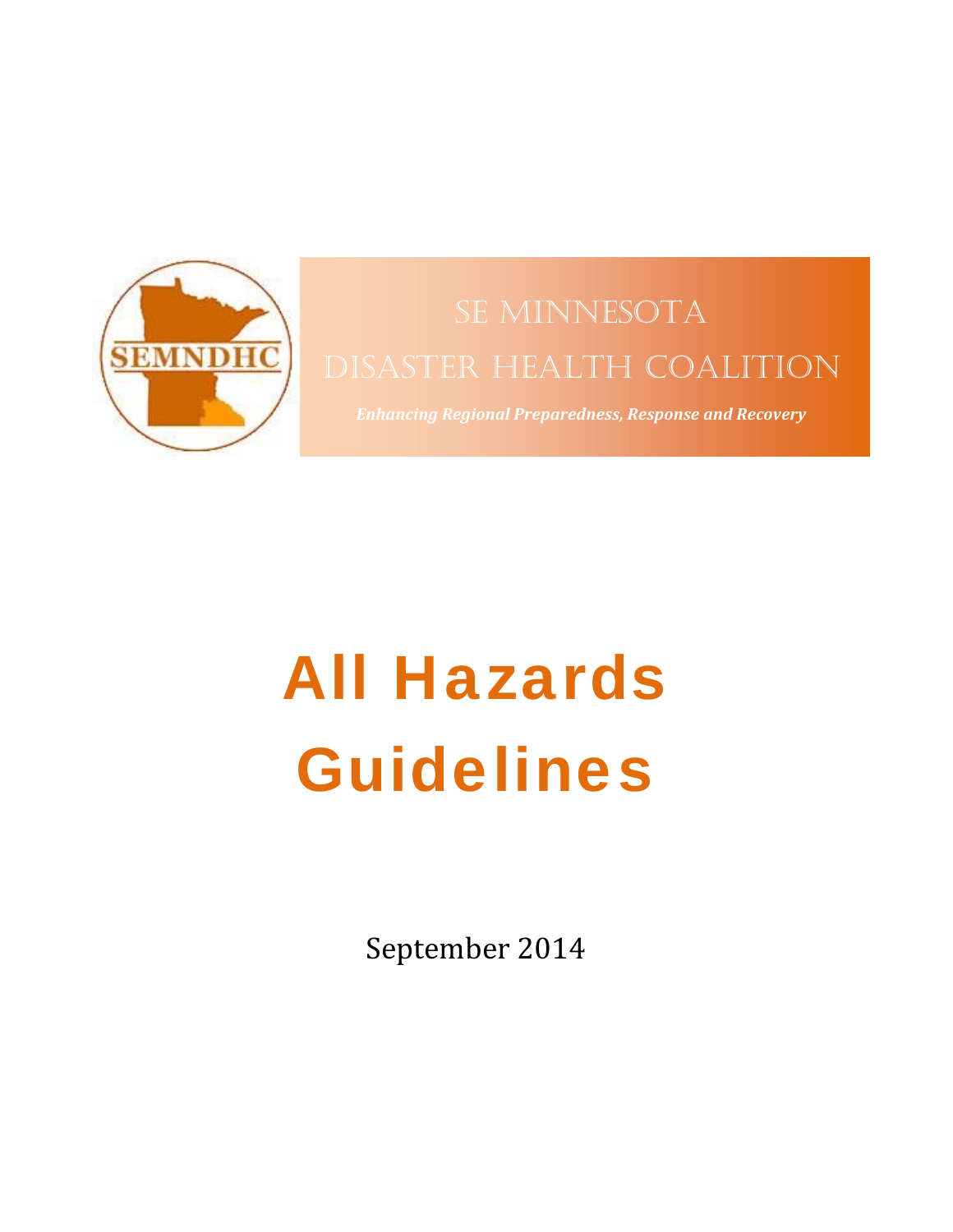SEMNDHC

SE MINNESOTA

DISASTER HEALTH COALITION

*Enhancing Regional Preparedness, Response and Recovery*

# All Hazards Guidelines

September 2014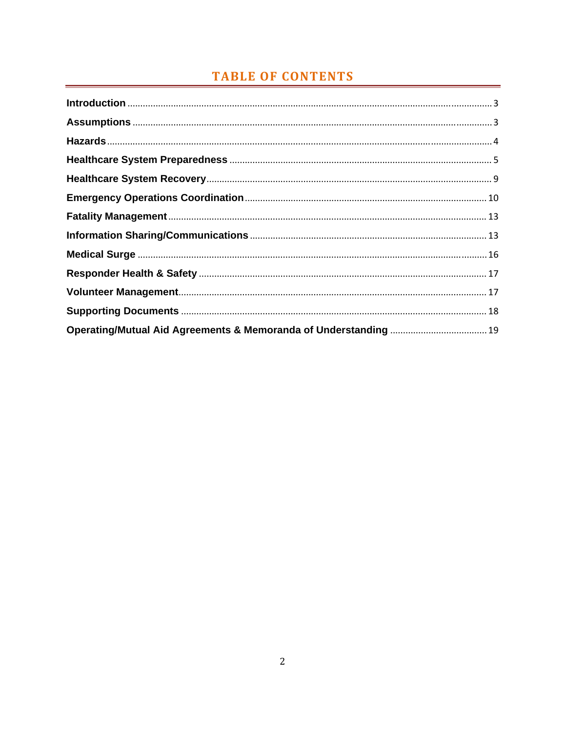# TABLE OF CONTENTS

**Introduction** ............................................................ 3

**Assumptions** ............................................................ 3

**Hazards** ............................................................ 4

**Healthcare System Preparedness** ............................................................ 5

**Healthcare System Recovery** ............................................................ 9

**Emergency Operations Coordination** ............................................................ 10

**Fatality Management** ............................................................ 13

**Information Sharing/Communications** ............................................................ 13

**Medical Surge** ............................................................ 16

**Responder Health & Safety** ............................................................ 17

**Volunteer Management** ............................................................ 17

**Supporting Documents** ............................................................ 18

**Operating/Mutual Aid Agreements & Memoranda of Understanding** ............................................................ 19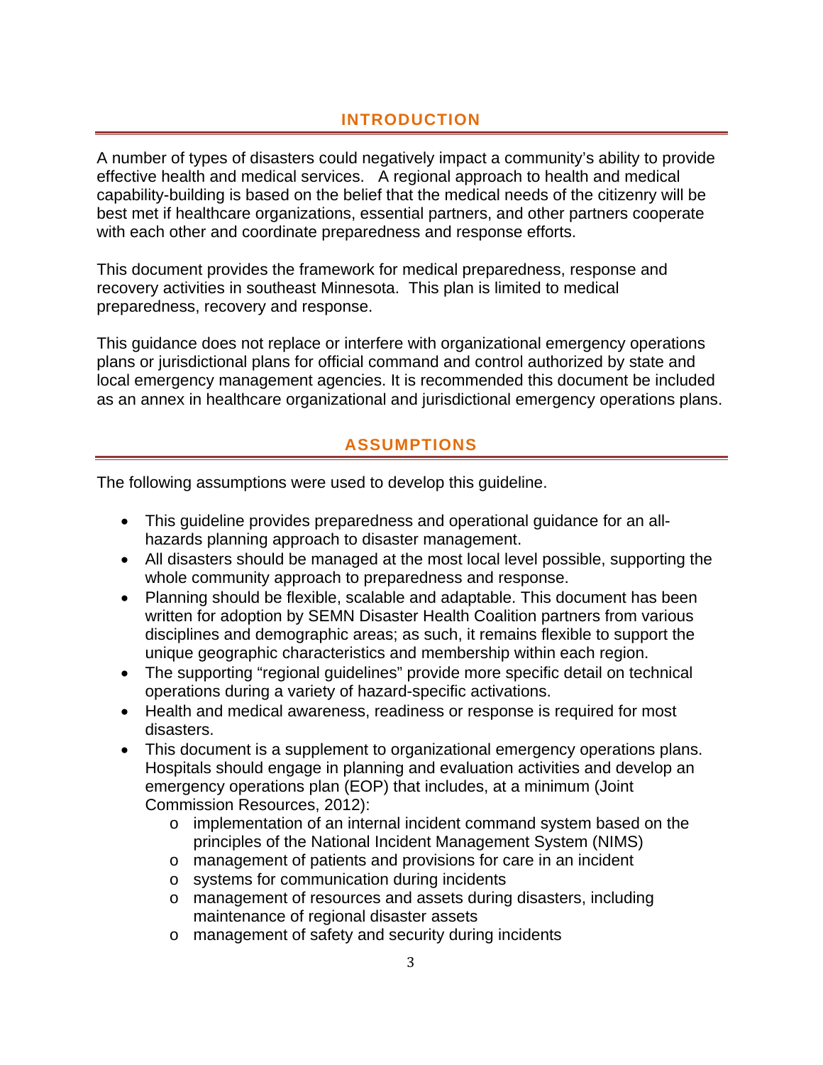## INTRODUCTION

A number of types of disasters could negatively impact a community's ability to provide effective health and medical services. A regional approach to health and medical capability-building is based on the belief that the medical needs of the citizenry will be best met if healthcare organizations, essential partners, and other partners cooperate with each other and coordinate preparedness and response efforts.

This document provides the framework for medical preparedness, response and recovery activities in southeast Minnesota. This plan is limited to medical preparedness, recovery and response.

This guidance does not replace or interfere with organizational emergency operations plans or jurisdictional plans for official command and control authorized by state and local emergency management agencies. It is recommended this document be included as an annex in healthcare organizational and jurisdictional emergency operations plans.

## ASSUMPTIONS

The following assumptions were used to develop this guideline.

- This guideline provides preparedness and operational guidance for an all-hazards planning approach to disaster management.
- All disasters should be managed at the most local level possible, supporting the whole community approach to preparedness and response.
- Planning should be flexible, scalable and adaptable. This document has been written for adoption by SEMN Disaster Health Coalition partners from various disciplines and demographic areas; as such, it remains flexible to support the unique geographic characteristics and membership within each region.
- The supporting "regional guidelines" provide more specific detail on technical operations during a variety of hazard-specific activations.
- Health and medical awareness, readiness or response is required for most disasters.
- This document is a supplement to organizational emergency operations plans. Hospitals should engage in planning and evaluation activities and develop an emergency operations plan (EOP) that includes, at a minimum (Joint Commission Resources, 2012):
    - implementation of an internal incident command system based on the principles of the National Incident Management System (NIMS)
    - management of patients and provisions for care in an incident
    - systems for communication during incidents
    - management of resources and assets during disasters, including maintenance of regional disaster assets
    - management of safety and security during incidents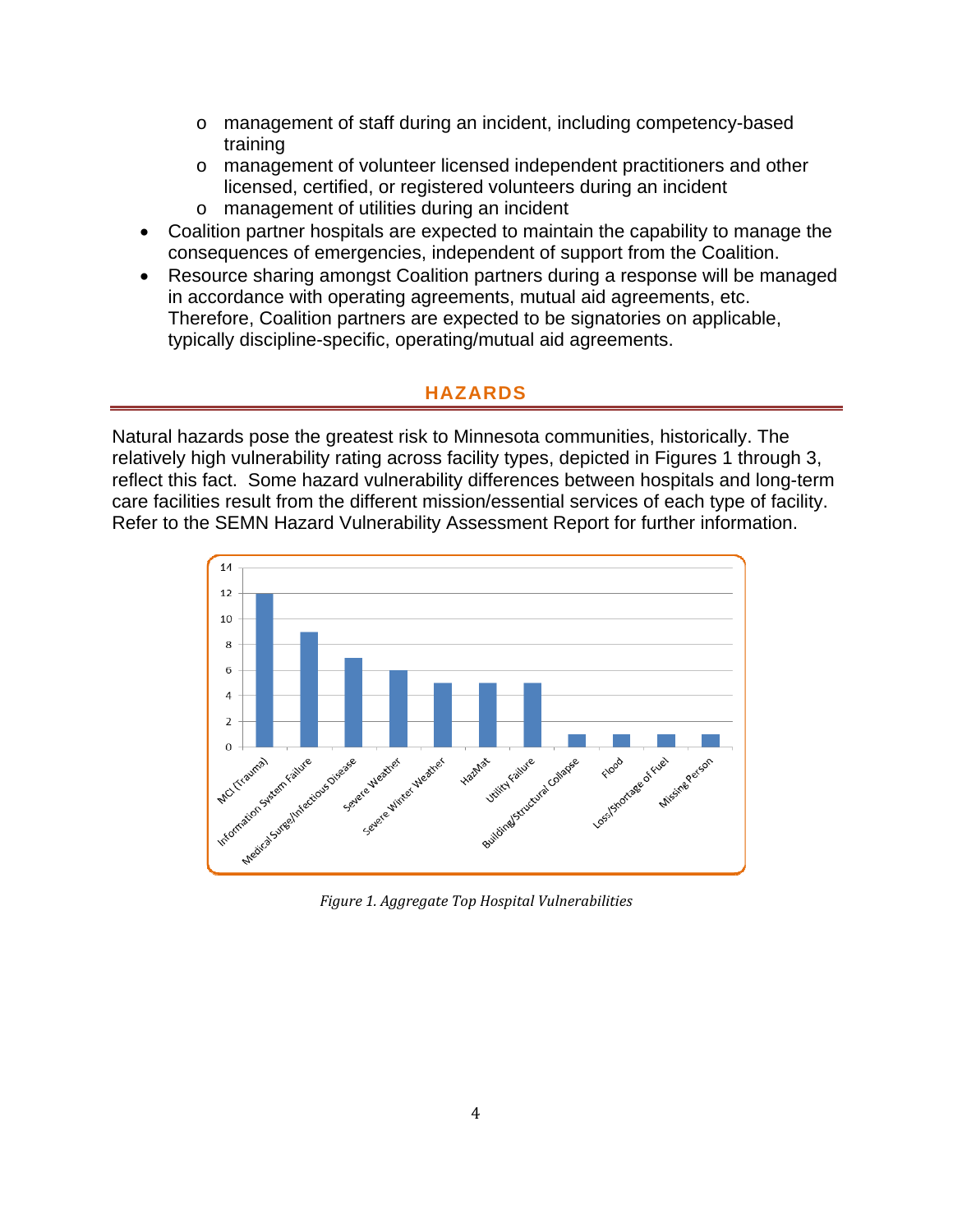- management of staff during an incident, including competency-based training
- management of volunteer licensed independent practitioners and other licensed, certified, or registered volunteers during an incident
- management of utilities during an incident

- Coalition partner hospitals are expected to maintain the capability to manage the consequences of emergencies, independent of support from the Coalition.
- Resource sharing amongst Coalition partners during a response will be managed in accordance with operating agreements, mutual aid agreements, etc. Therefore, Coalition partners are expected to be signatories on applicable, typically discipline-specific, operating/mutual aid agreements.

## HAZARDS

Natural hazards pose the greatest risk to Minnesota communities, historically. The relatively high vulnerability rating across facility types, depicted in Figures 1 through 3, reflect this fact. Some hazard vulnerability differences between hospitals and long-term care facilities result from the different mission/essential services of each type of facility. Refer to the SEMN Hazard Vulnerability Assessment Report for further information.

| Hazard | Value |
| --- | --- |
| MCI (Trauma) | 12 |
| Information System Failure | 9 |
| Medical Surge/Infectious Disease | 7 |
| Severe Weather | 6 |
| Severe Winter Weather | 5 |
| HazMat | 5 |
| Utility Failure | 5 |
| Building/Structural Collapse | 1 |
| Flood | 1 |
| Loss/Shortage of Fuel | 1 |
| Missing Person | 1 |

*Figure 1. Aggregate Top Hospital Vulnerabilities*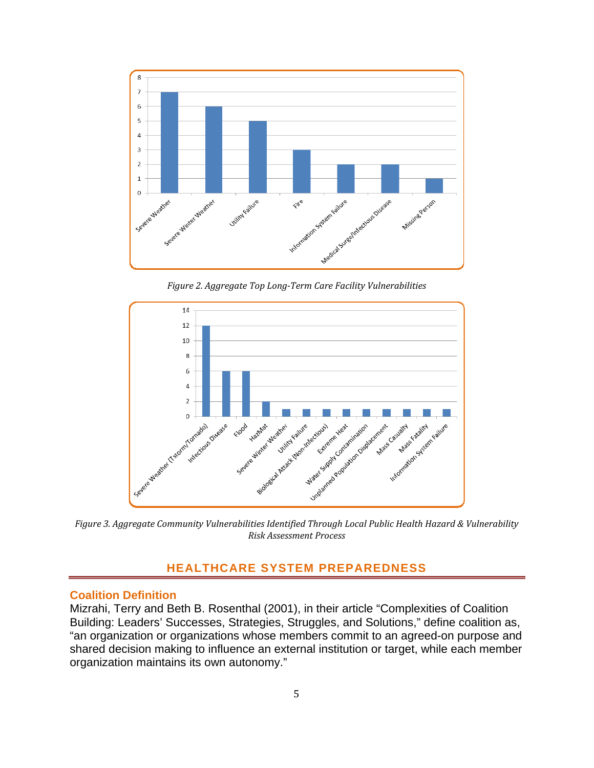Figure 2. Aggregate Top Long-Term Care Facility Vulnerabilities

Figure 3. Aggregate Community Vulnerabilities Identified Through Local Public Health Hazard & Vulnerability Risk Assessment Process

## HEALTHCARE SYSTEM PREPAREDNESS

### Coalition Definition

Mizrahi, Terry and Beth B. Rosenthal (2001), in their article "Complexities of Coalition Building: Leaders' Successes, Strategies, Struggles, and Solutions," define coalition as, "an organization or organizations whose members commit to an agreed-on purpose and shared decision making to influence an external institution or target, while each member organization maintains its own autonomy."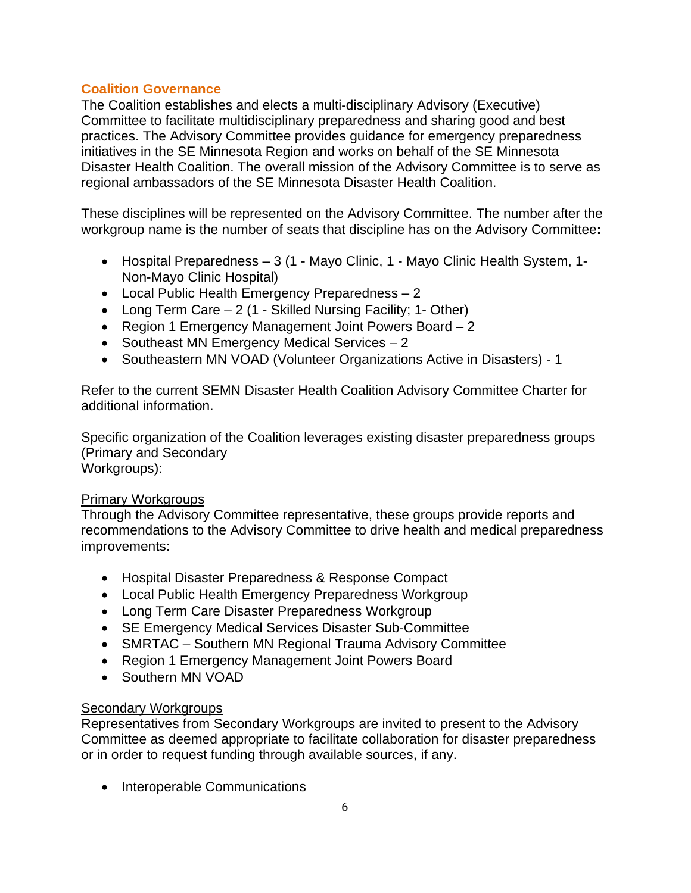## Coalition Governance

The Coalition establishes and elects a multi-disciplinary Advisory (Executive) Committee to facilitate multidisciplinary preparedness and sharing good and best practices. The Advisory Committee provides guidance for emergency preparedness initiatives in the SE Minnesota Region and works on behalf of the SE Minnesota Disaster Health Coalition. The overall mission of the Advisory Committee is to serve as regional ambassadors of the SE Minnesota Disaster Health Coalition.

These disciplines will be represented on the Advisory Committee. The number after the workgroup name is the number of seats that discipline has on the Advisory Committee**:**

- Hospital Preparedness – 3 (1 - Mayo Clinic, 1 - Mayo Clinic Health System, 1- Non-Mayo Clinic Hospital)
- Local Public Health Emergency Preparedness – 2
- Long Term Care – 2 (1 - Skilled Nursing Facility; 1- Other)
- Region 1 Emergency Management Joint Powers Board – 2
- Southeast MN Emergency Medical Services – 2
- Southeastern MN VOAD (Volunteer Organizations Active in Disasters) - 1

Refer to the current SEMN Disaster Health Coalition Advisory Committee Charter for additional information.

Specific organization of the Coalition leverages existing disaster preparedness groups (Primary and Secondary Workgroups):

<u>Primary Workgroups</u>

Through the Advisory Committee representative, these groups provide reports and recommendations to the Advisory Committee to drive health and medical preparedness improvements:

- Hospital Disaster Preparedness & Response Compact
- Local Public Health Emergency Preparedness Workgroup
- Long Term Care Disaster Preparedness Workgroup
- SE Emergency Medical Services Disaster Sub-Committee
- SMRTAC – Southern MN Regional Trauma Advisory Committee
- Region 1 Emergency Management Joint Powers Board
- Southern MN VOAD

<u>Secondary Workgroups</u>

Representatives from Secondary Workgroups are invited to present to the Advisory Committee as deemed appropriate to facilitate collaboration for disaster preparedness or in order to request funding through available sources, if any.

- Interoperable Communications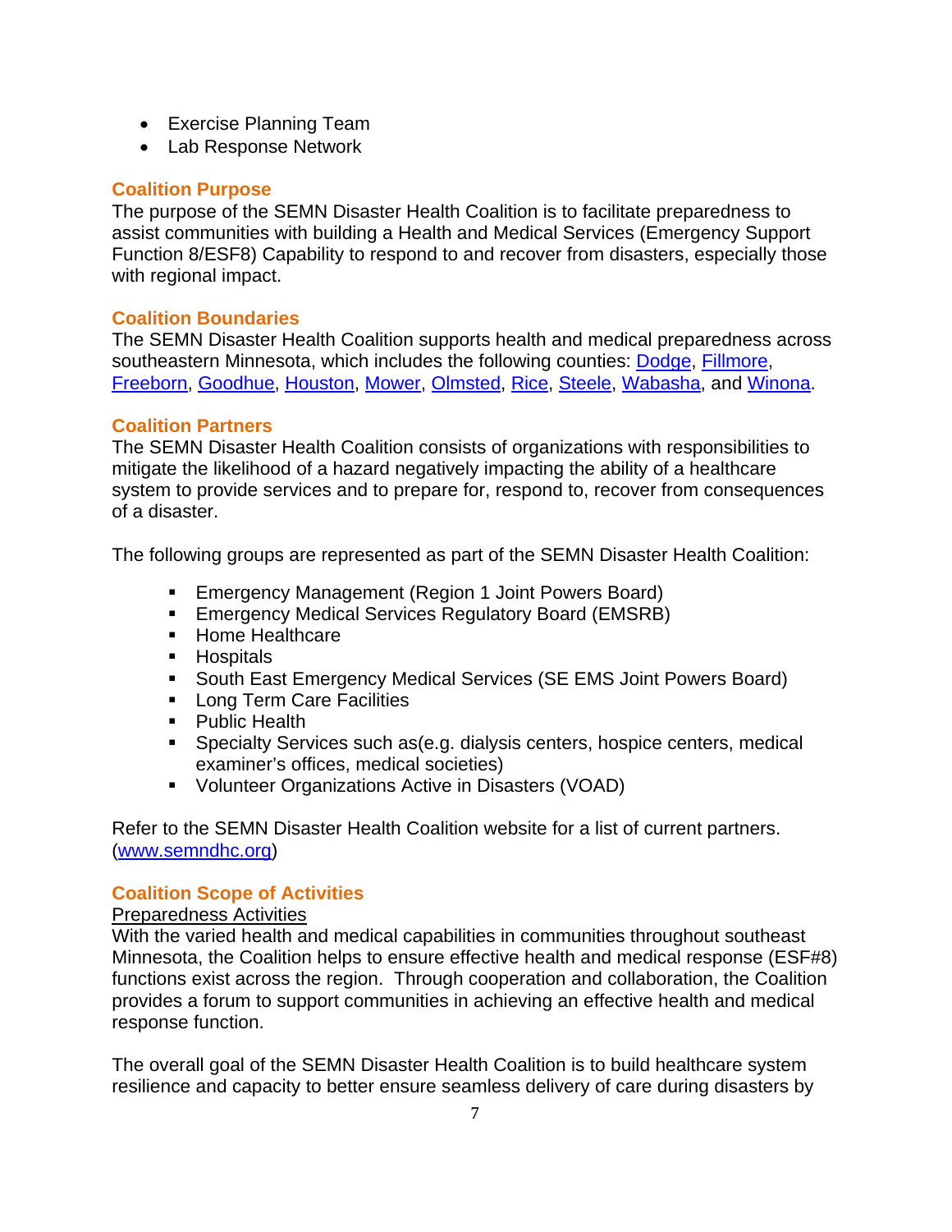- Exercise Planning Team
- Lab Response Network

### Coalition Purpose

The purpose of the SEMN Disaster Health Coalition is to facilitate preparedness to assist communities with building a Health and Medical Services (Emergency Support Function 8/ESF8) Capability to respond to and recover from disasters, especially those with regional impact.

### Coalition Boundaries

The SEMN Disaster Health Coalition supports health and medical preparedness across southeastern Minnesota, which includes the following counties: Dodge, Fillmore, Freeborn, Goodhue, Houston, Mower, Olmsted, Rice, Steele, Wabasha, and Winona.

### Coalition Partners

The SEMN Disaster Health Coalition consists of organizations with responsibilities to mitigate the likelihood of a hazard negatively impacting the ability of a healthcare system to provide services and to prepare for, respond to, recover from consequences of a disaster.

The following groups are represented as part of the SEMN Disaster Health Coalition:

- Emergency Management (Region 1 Joint Powers Board)
- Emergency Medical Services Regulatory Board (EMSRB)
- Home Healthcare
- Hospitals
- South East Emergency Medical Services (SE EMS Joint Powers Board)
- Long Term Care Facilities
- Public Health
- Specialty Services such as(e.g. dialysis centers, hospice centers, medical examiner's offices, medical societies)
- Volunteer Organizations Active in Disasters (VOAD)

Refer to the SEMN Disaster Health Coalition website for a list of current partners. (www.semndhc.org)

### Coalition Scope of Activities

Preparedness Activities

With the varied health and medical capabilities in communities throughout southeast Minnesota, the Coalition helps to ensure effective health and medical response (ESF#8) functions exist across the region. Through cooperation and collaboration, the Coalition provides a forum to support communities in achieving an effective health and medical response function.

The overall goal of the SEMN Disaster Health Coalition is to build healthcare system resilience and capacity to better ensure seamless delivery of care during disasters by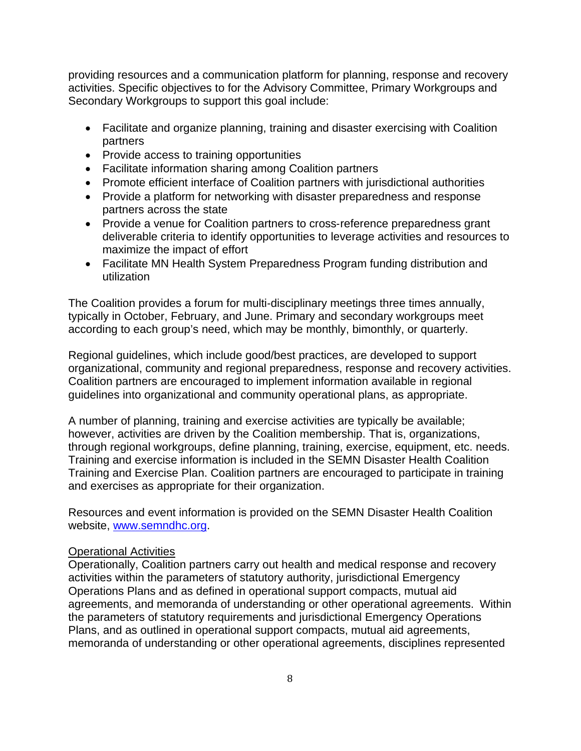providing resources and a communication platform for planning, response and recovery activities. Specific objectives to for the Advisory Committee, Primary Workgroups and Secondary Workgroups to support this goal include:

- Facilitate and organize planning, training and disaster exercising with Coalition partners
- Provide access to training opportunities
- Facilitate information sharing among Coalition partners
- Promote efficient interface of Coalition partners with jurisdictional authorities
- Provide a platform for networking with disaster preparedness and response partners across the state
- Provide a venue for Coalition partners to cross-reference preparedness grant deliverable criteria to identify opportunities to leverage activities and resources to maximize the impact of effort
- Facilitate MN Health System Preparedness Program funding distribution and utilization

The Coalition provides a forum for multi-disciplinary meetings three times annually, typically in October, February, and June. Primary and secondary workgroups meet according to each group's need, which may be monthly, bimonthly, or quarterly.

Regional guidelines, which include good/best practices, are developed to support organizational, community and regional preparedness, response and recovery activities. Coalition partners are encouraged to implement information available in regional guidelines into organizational and community operational plans, as appropriate.

A number of planning, training and exercise activities are typically be available; however, activities are driven by the Coalition membership. That is, organizations, through regional workgroups, define planning, training, exercise, equipment, etc. needs. Training and exercise information is included in the SEMN Disaster Health Coalition Training and Exercise Plan. Coalition partners are encouraged to participate in training and exercises as appropriate for their organization.

Resources and event information is provided on the SEMN Disaster Health Coalition website, [www.semndhc.org](http://www.semndhc.org).

<u>Operational Activities</u>

Operationally, Coalition partners carry out health and medical response and recovery activities within the parameters of statutory authority, jurisdictional Emergency Operations Plans and as defined in operational support compacts, mutual aid agreements, and memoranda of understanding or other operational agreements. Within the parameters of statutory requirements and jurisdictional Emergency Operations Plans, and as outlined in operational support compacts, mutual aid agreements, memoranda of understanding or other operational agreements, disciplines represented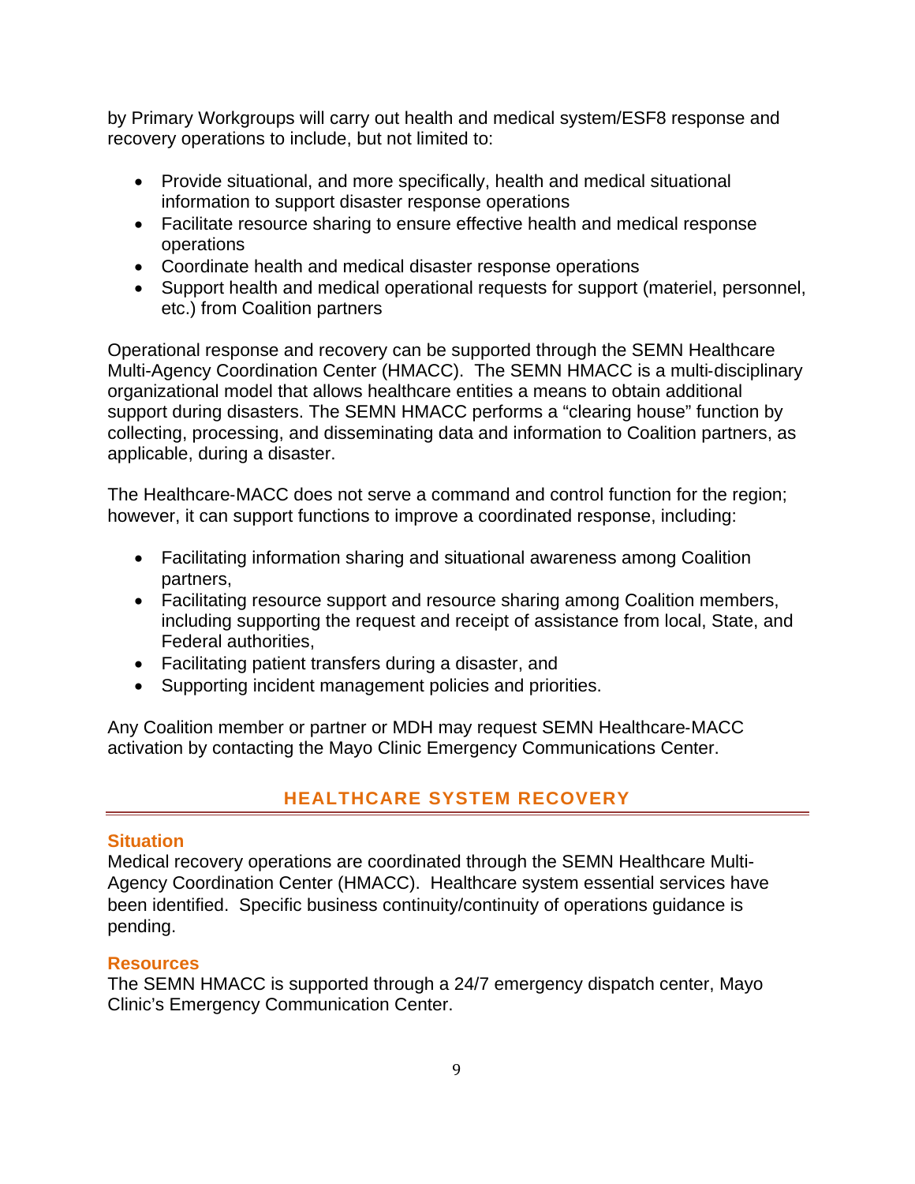by Primary Workgroups will carry out health and medical system/ESF8 response and recovery operations to include, but not limited to:

- Provide situational, and more specifically, health and medical situational information to support disaster response operations
- Facilitate resource sharing to ensure effective health and medical response operations
- Coordinate health and medical disaster response operations
- Support health and medical operational requests for support (materiel, personnel, etc.) from Coalition partners

Operational response and recovery can be supported through the SEMN Healthcare Multi-Agency Coordination Center (HMACC). The SEMN HMACC is a multi-disciplinary organizational model that allows healthcare entities a means to obtain additional support during disasters. The SEMN HMACC performs a "clearing house" function by collecting, processing, and disseminating data and information to Coalition partners, as applicable, during a disaster.

The Healthcare-MACC does not serve a command and control function for the region; however, it can support functions to improve a coordinated response, including:

- Facilitating information sharing and situational awareness among Coalition partners,
- Facilitating resource support and resource sharing among Coalition members, including supporting the request and receipt of assistance from local, State, and Federal authorities,
- Facilitating patient transfers during a disaster, and
- Supporting incident management policies and priorities.

Any Coalition member or partner or MDH may request SEMN Healthcare-MACC activation by contacting the Mayo Clinic Emergency Communications Center.

## HEALTHCARE SYSTEM RECOVERY

### Situation

Medical recovery operations are coordinated through the SEMN Healthcare Multi-Agency Coordination Center (HMACC). Healthcare system essential services have been identified. Specific business continuity/continuity of operations guidance is pending.

### Resources

The SEMN HMACC is supported through a 24/7 emergency dispatch center, Mayo Clinic's Emergency Communication Center.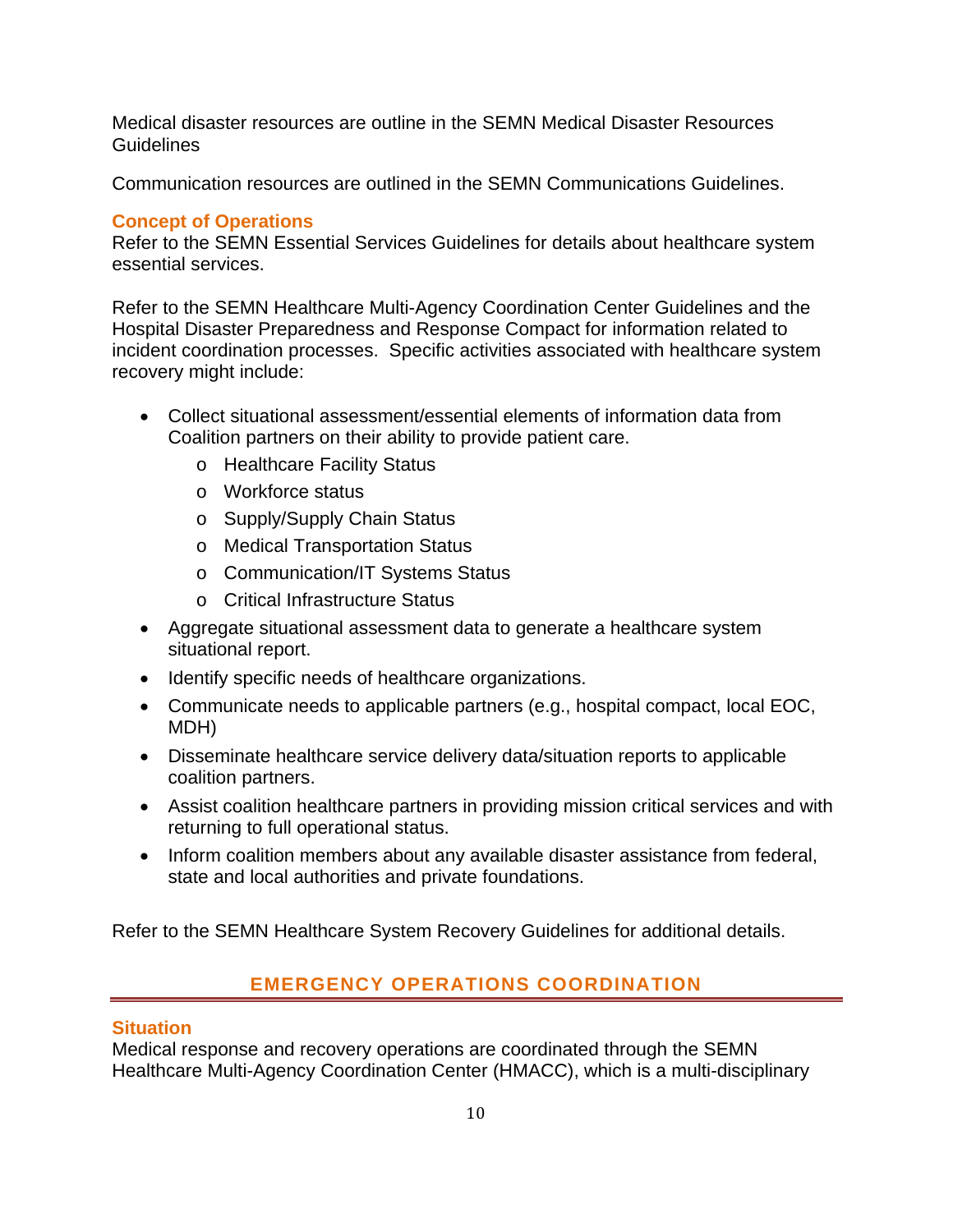Medical disaster resources are outline in the SEMN Medical Disaster Resources Guidelines

Communication resources are outlined in the SEMN Communications Guidelines.

### Concept of Operations

Refer to the SEMN Essential Services Guidelines for details about healthcare system essential services.

Refer to the SEMN Healthcare Multi-Agency Coordination Center Guidelines and the Hospital Disaster Preparedness and Response Compact for information related to incident coordination processes. Specific activities associated with healthcare system recovery might include:

- Collect situational assessment/essential elements of information data from Coalition partners on their ability to provide patient care.
  - Healthcare Facility Status
  - Workforce status
  - Supply/Supply Chain Status
  - Medical Transportation Status
  - Communication/IT Systems Status
  - Critical Infrastructure Status
- Aggregate situational assessment data to generate a healthcare system situational report.
- Identify specific needs of healthcare organizations.
- Communicate needs to applicable partners (e.g., hospital compact, local EOC, MDH)
- Disseminate healthcare service delivery data/situation reports to applicable coalition partners.
- Assist coalition healthcare partners in providing mission critical services and with returning to full operational status.
- Inform coalition members about any available disaster assistance from federal, state and local authorities and private foundations.

Refer to the SEMN Healthcare System Recovery Guidelines for additional details.

## EMERGENCY OPERATIONS COORDINATION

### Situation

Medical response and recovery operations are coordinated through the SEMN Healthcare Multi-Agency Coordination Center (HMACC), which is a multi-disciplinary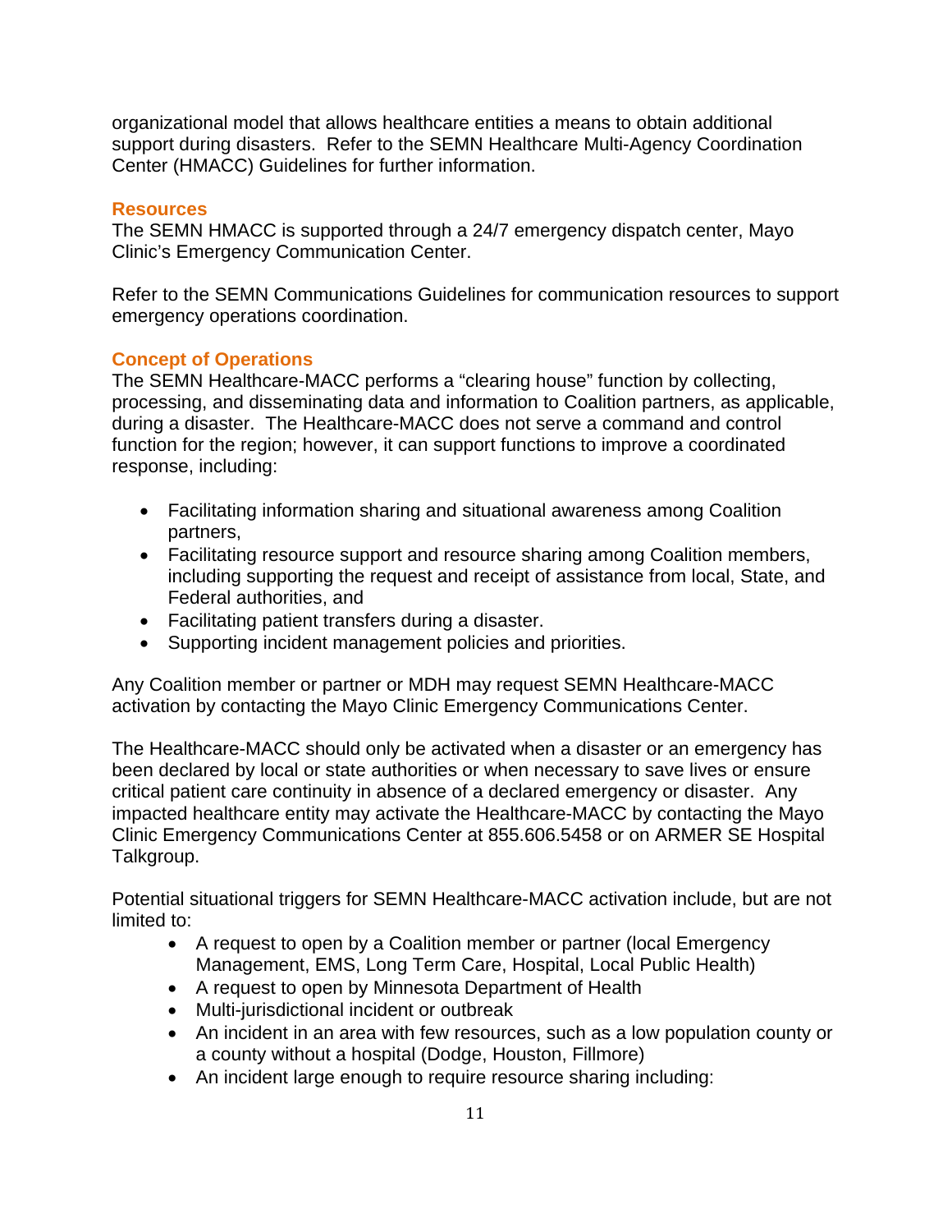organizational model that allows healthcare entities a means to obtain additional support during disasters. Refer to the SEMN Healthcare Multi-Agency Coordination Center (HMACC) Guidelines for further information.

### Resources

The SEMN HMACC is supported through a 24/7 emergency dispatch center, Mayo Clinic's Emergency Communication Center.

Refer to the SEMN Communications Guidelines for communication resources to support emergency operations coordination.

### Concept of Operations

The SEMN Healthcare-MACC performs a "clearing house" function by collecting, processing, and disseminating data and information to Coalition partners, as applicable, during a disaster. The Healthcare-MACC does not serve a command and control function for the region; however, it can support functions to improve a coordinated response, including:

- Facilitating information sharing and situational awareness among Coalition partners,
- Facilitating resource support and resource sharing among Coalition members, including supporting the request and receipt of assistance from local, State, and Federal authorities, and
- Facilitating patient transfers during a disaster.
- Supporting incident management policies and priorities.

Any Coalition member or partner or MDH may request SEMN Healthcare-MACC activation by contacting the Mayo Clinic Emergency Communications Center.

The Healthcare-MACC should only be activated when a disaster or an emergency has been declared by local or state authorities or when necessary to save lives or ensure critical patient care continuity in absence of a declared emergency or disaster. Any impacted healthcare entity may activate the Healthcare-MACC by contacting the Mayo Clinic Emergency Communications Center at 855.606.5458 or on ARMER SE Hospital Talkgroup.

Potential situational triggers for SEMN Healthcare-MACC activation include, but are not limited to:

- A request to open by a Coalition member or partner (local Emergency Management, EMS, Long Term Care, Hospital, Local Public Health)
- A request to open by Minnesota Department of Health
- Multi-jurisdictional incident or outbreak
- An incident in an area with few resources, such as a low population county or a county without a hospital (Dodge, Houston, Fillmore)
- An incident large enough to require resource sharing including: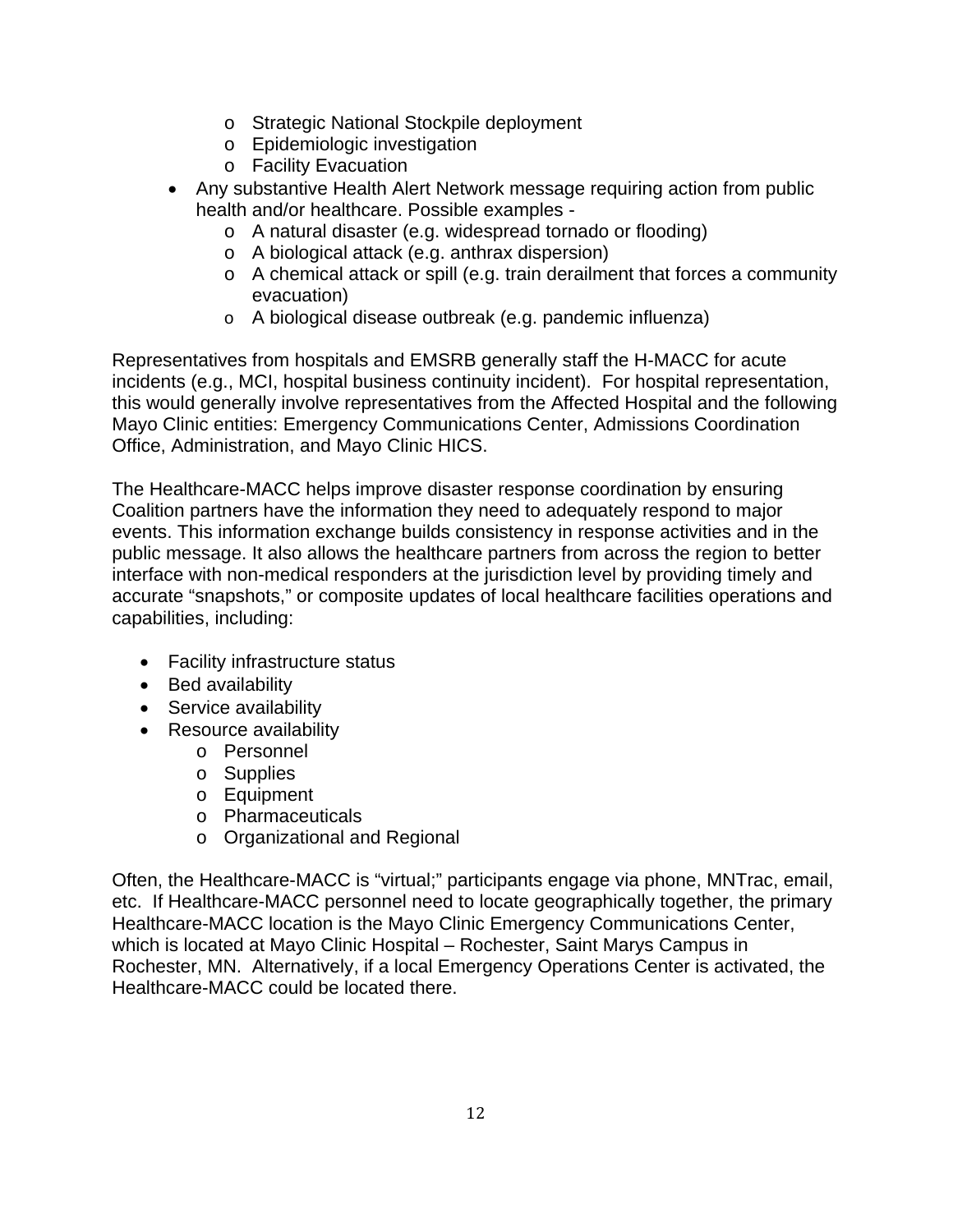- Strategic National Stockpile deployment
    - Epidemiologic investigation
    - Facility Evacuation
- Any substantive Health Alert Network message requiring action from public health and/or healthcare. Possible examples -
    - A natural disaster (e.g. widespread tornado or flooding)
    - A biological attack (e.g. anthrax dispersion)
    - A chemical attack or spill (e.g. train derailment that forces a community evacuation)
    - A biological disease outbreak (e.g. pandemic influenza)

Representatives from hospitals and EMSRB generally staff the H-MACC for acute incidents (e.g., MCI, hospital business continuity incident). For hospital representation, this would generally involve representatives from the Affected Hospital and the following Mayo Clinic entities: Emergency Communications Center, Admissions Coordination Office, Administration, and Mayo Clinic HICS.

The Healthcare-MACC helps improve disaster response coordination by ensuring Coalition partners have the information they need to adequately respond to major events. This information exchange builds consistency in response activities and in the public message. It also allows the healthcare partners from across the region to better interface with non-medical responders at the jurisdiction level by providing timely and accurate "snapshots," or composite updates of local healthcare facilities operations and capabilities, including:

- Facility infrastructure status
- Bed availability
- Service availability
- Resource availability
    - Personnel
    - Supplies
    - Equipment
    - Pharmaceuticals
    - Organizational and Regional

Often, the Healthcare-MACC is "virtual;" participants engage via phone, MNTrac, email, etc. If Healthcare-MACC personnel need to locate geographically together, the primary Healthcare-MACC location is the Mayo Clinic Emergency Communications Center, which is located at Mayo Clinic Hospital – Rochester, Saint Marys Campus in Rochester, MN. Alternatively, if a local Emergency Operations Center is activated, the Healthcare-MACC could be located there.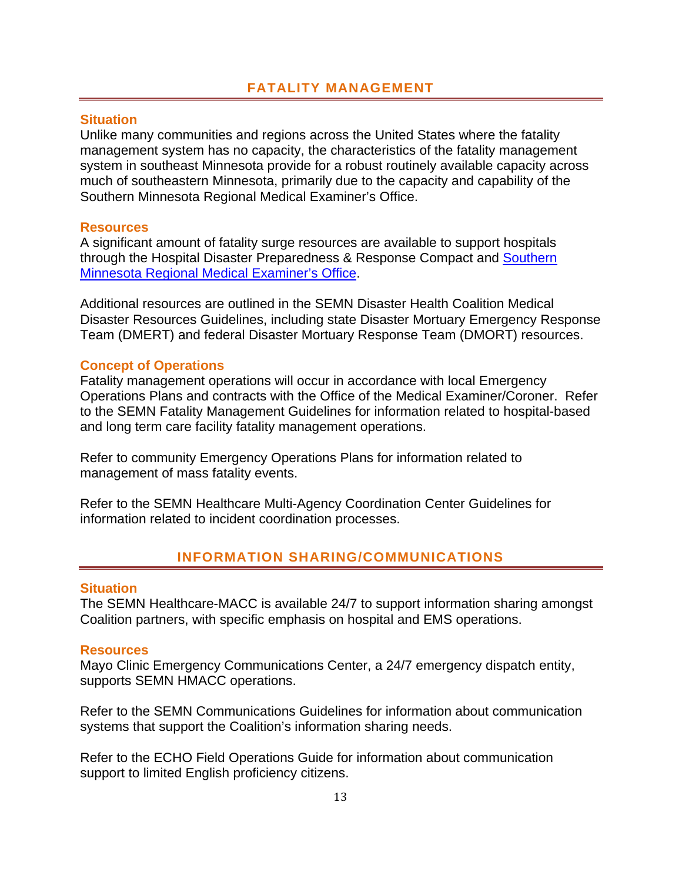## FATALITY MANAGEMENT

### Situation

Unlike many communities and regions across the United States where the fatality management system has no capacity, the characteristics of the fatality management system in southeast Minnesota provide for a robust routinely available capacity across much of southeastern Minnesota, primarily due to the capacity and capability of the Southern Minnesota Regional Medical Examiner's Office.

### Resources

A significant amount of fatality surge resources are available to support hospitals through the Hospital Disaster Preparedness & Response Compact and Southern Minnesota Regional Medical Examiner's Office.

Additional resources are outlined in the SEMN Disaster Health Coalition Medical Disaster Resources Guidelines, including state Disaster Mortuary Emergency Response Team (DMERT) and federal Disaster Mortuary Response Team (DMORT) resources.

### Concept of Operations

Fatality management operations will occur in accordance with local Emergency Operations Plans and contracts with the Office of the Medical Examiner/Coroner. Refer to the SEMN Fatality Management Guidelines for information related to hospital-based and long term care facility fatality management operations.

Refer to community Emergency Operations Plans for information related to management of mass fatality events.

Refer to the SEMN Healthcare Multi-Agency Coordination Center Guidelines for information related to incident coordination processes.

## INFORMATION SHARING/COMMUNICATIONS

### Situation

The SEMN Healthcare-MACC is available 24/7 to support information sharing amongst Coalition partners, with specific emphasis on hospital and EMS operations.

### Resources

Mayo Clinic Emergency Communications Center, a 24/7 emergency dispatch entity, supports SEMN HMACC operations.

Refer to the SEMN Communications Guidelines for information about communication systems that support the Coalition's information sharing needs.

Refer to the ECHO Field Operations Guide for information about communication support to limited English proficiency citizens.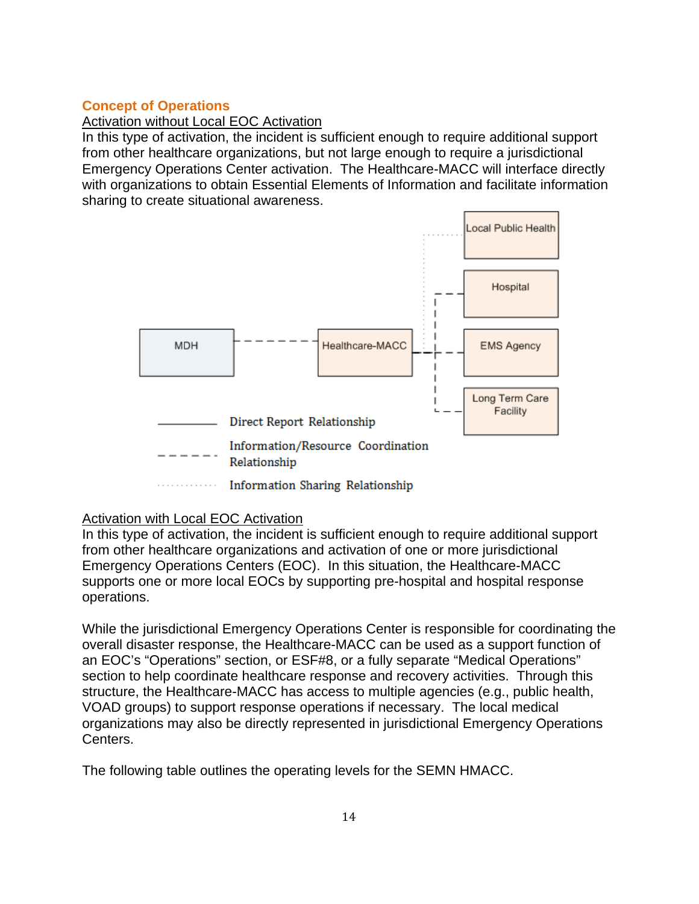## Concept of Operations

### Activation without Local EOC Activation

In this type of activation, the incident is sufficient enough to require additional support from other healthcare organizations, but not large enough to require a jurisdictional Emergency Operations Center activation. The Healthcare-MACC will interface directly with organizations to obtain Essential Elements of Information and facilitate information sharing to create situational awareness.

MDH

Healthcare-MACC

Local Public Health

Hospital

EMS Agency

Long Term Care Facility

Direct Report Relationship

Information/Resource Coordination Relationship

Information Sharing Relationship

### Activation with Local EOC Activation

In this type of activation, the incident is sufficient enough to require additional support from other healthcare organizations and activation of one or more jurisdictional Emergency Operations Centers (EOC). In this situation, the Healthcare-MACC supports one or more local EOCs by supporting pre-hospital and hospital response operations.

While the jurisdictional Emergency Operations Center is responsible for coordinating the overall disaster response, the Healthcare-MACC can be used as a support function of an EOC's "Operations" section, or ESF#8, or a fully separate "Medical Operations" section to help coordinate healthcare response and recovery activities. Through this structure, the Healthcare-MACC has access to multiple agencies (e.g., public health, VOAD groups) to support response operations if necessary. The local medical organizations may also be directly represented in jurisdictional Emergency Operations Centers.

The following table outlines the operating levels for the SEMN HMACC.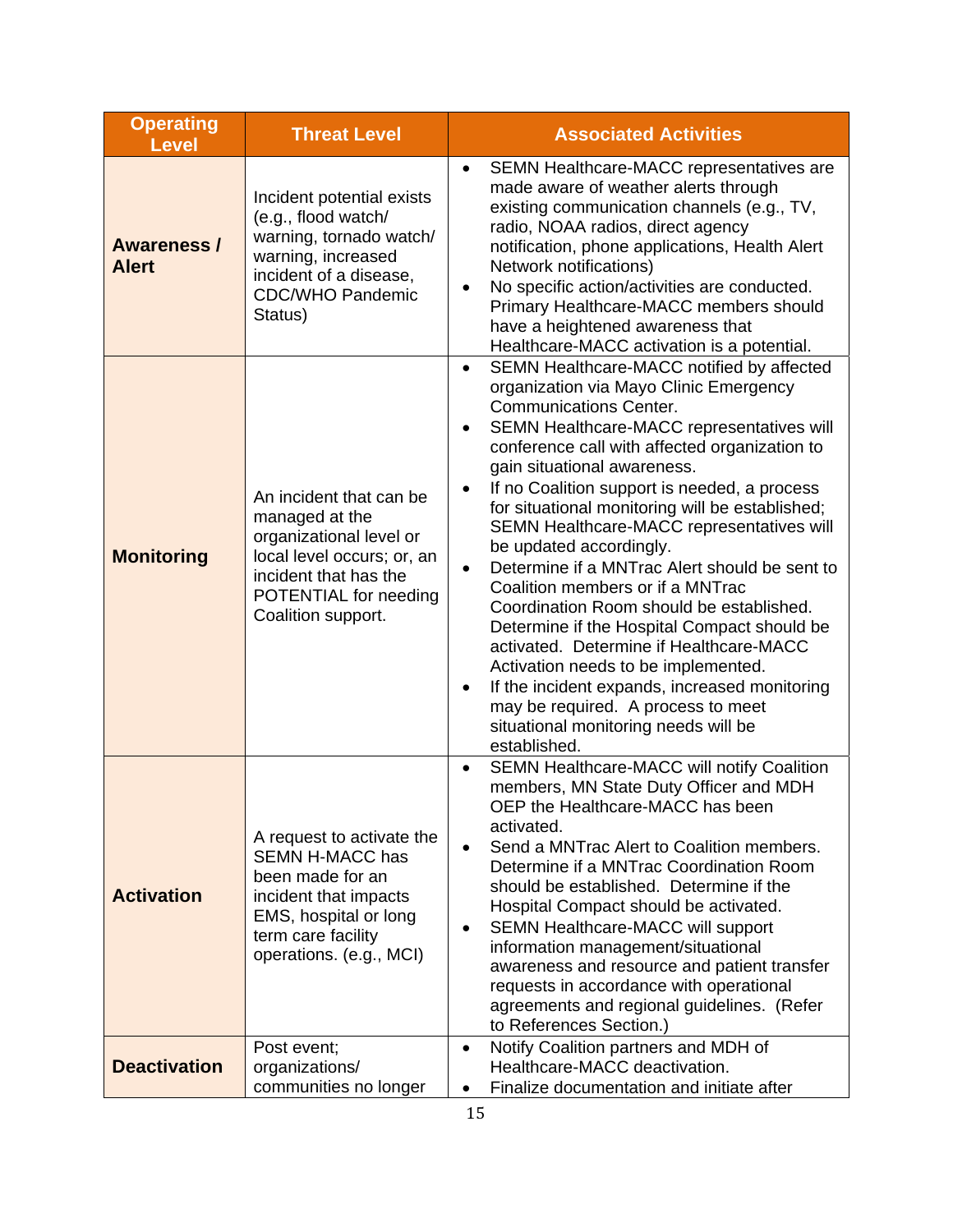| Operating Level | Threat Level | Associated Activities |
|---|---|---|
| **Awareness / Alert** | Incident potential exists (e.g., flood watch/ warning, tornado watch/ warning, increased incident of a disease, CDC/WHO Pandemic Status) | • SEMN Healthcare-MACC representatives are made aware of weather alerts through existing communication channels (e.g., TV, radio, NOAA radios, direct agency notification, phone applications, Health Alert Network notifications)<br>• No specific action/activities are conducted. Primary Healthcare-MACC members should have a heightened awareness that Healthcare-MACC activation is a potential. |
| **Monitoring** | An incident that can be managed at the organizational level or local level occurs; or, an incident that has the POTENTIAL for needing Coalition support. | • SEMN Healthcare-MACC notified by affected organization via Mayo Clinic Emergency Communications Center.<br>• SEMN Healthcare-MACC representatives will conference call with affected organization to gain situational awareness.<br>• If no Coalition support is needed, a process for situational monitoring will be established; SEMN Healthcare-MACC representatives will be updated accordingly.<br>• Determine if a MNTrac Alert should be sent to Coalition members or if a MNTrac Coordination Room should be established. Determine if the Hospital Compact should be activated. Determine if Healthcare-MACC Activation needs to be implemented.<br>• If the incident expands, increased monitoring may be required. A process to meet situational monitoring needs will be established. |
| **Activation** | A request to activate the SEMN H-MACC has been made for an incident that impacts EMS, hospital or long term care facility operations. (e.g., MCI) | • SEMN Healthcare-MACC will notify Coalition members, MN State Duty Officer and MDH OEP the Healthcare-MACC has been activated.<br>• Send a MNTrac Alert to Coalition members. Determine if a MNTrac Coordination Room should be established. Determine if the Hospital Compact should be activated.<br>• SEMN Healthcare-MACC will support information management/situational awareness and resource and patient transfer requests in accordance with operational agreements and regional guidelines. (Refer to References Section.) |
| **Deactivation** | Post event; organizations/ communities no longer | • Notify Coalition partners and MDH of Healthcare-MACC deactivation.<br>• Finalize documentation and initiate after |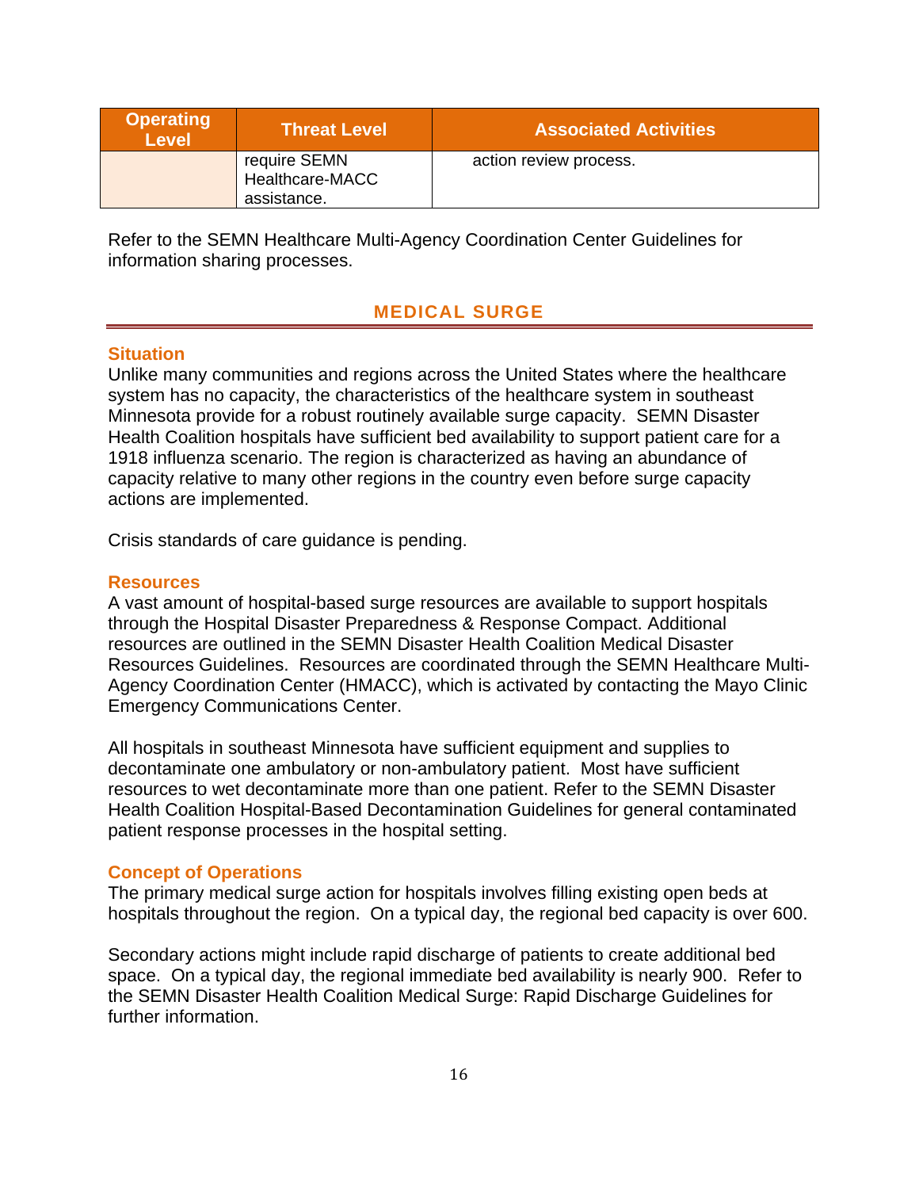| Operating Level | Threat Level | Associated Activities |
|---|---|---|
| | require SEMN Healthcare-MACC assistance. | action review process. |

Refer to the SEMN Healthcare Multi-Agency Coordination Center Guidelines for information sharing processes.

## MEDICAL SURGE

### Situation

Unlike many communities and regions across the United States where the healthcare system has no capacity, the characteristics of the healthcare system in southeast Minnesota provide for a robust routinely available surge capacity. SEMN Disaster Health Coalition hospitals have sufficient bed availability to support patient care for a 1918 influenza scenario. The region is characterized as having an abundance of capacity relative to many other regions in the country even before surge capacity actions are implemented.

Crisis standards of care guidance is pending.

### Resources

A vast amount of hospital-based surge resources are available to support hospitals through the Hospital Disaster Preparedness & Response Compact. Additional resources are outlined in the SEMN Disaster Health Coalition Medical Disaster Resources Guidelines. Resources are coordinated through the SEMN Healthcare Multi-Agency Coordination Center (HMACC), which is activated by contacting the Mayo Clinic Emergency Communications Center.

All hospitals in southeast Minnesota have sufficient equipment and supplies to decontaminate one ambulatory or non-ambulatory patient. Most have sufficient resources to wet decontaminate more than one patient. Refer to the SEMN Disaster Health Coalition Hospital-Based Decontamination Guidelines for general contaminated patient response processes in the hospital setting.

### Concept of Operations

The primary medical surge action for hospitals involves filling existing open beds at hospitals throughout the region. On a typical day, the regional bed capacity is over 600.

Secondary actions might include rapid discharge of patients to create additional bed space. On a typical day, the regional immediate bed availability is nearly 900. Refer to the SEMN Disaster Health Coalition Medical Surge: Rapid Discharge Guidelines for further information.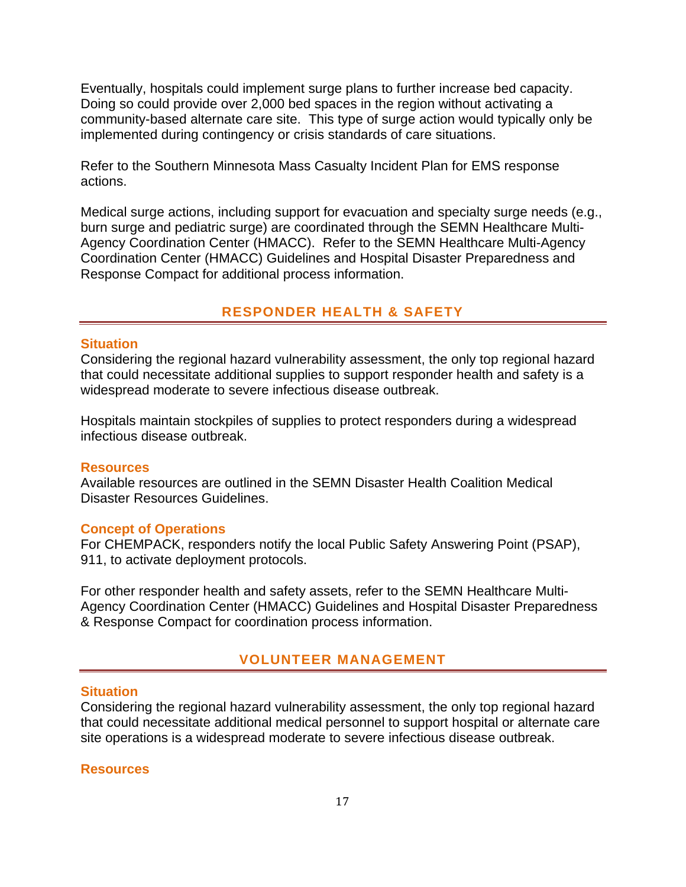Eventually, hospitals could implement surge plans to further increase bed capacity. Doing so could provide over 2,000 bed spaces in the region without activating a community-based alternate care site. This type of surge action would typically only be implemented during contingency or crisis standards of care situations.

Refer to the Southern Minnesota Mass Casualty Incident Plan for EMS response actions.

Medical surge actions, including support for evacuation and specialty surge needs (e.g., burn surge and pediatric surge) are coordinated through the SEMN Healthcare Multi-Agency Coordination Center (HMACC). Refer to the SEMN Healthcare Multi-Agency Coordination Center (HMACC) Guidelines and Hospital Disaster Preparedness and Response Compact for additional process information.

## RESPONDER HEALTH & SAFETY

### Situation

Considering the regional hazard vulnerability assessment, the only top regional hazard that could necessitate additional supplies to support responder health and safety is a widespread moderate to severe infectious disease outbreak.

Hospitals maintain stockpiles of supplies to protect responders during a widespread infectious disease outbreak.

### Resources

Available resources are outlined in the SEMN Disaster Health Coalition Medical Disaster Resources Guidelines.

### Concept of Operations

For CHEMPACK, responders notify the local Public Safety Answering Point (PSAP), 911, to activate deployment protocols.

For other responder health and safety assets, refer to the SEMN Healthcare Multi-Agency Coordination Center (HMACC) Guidelines and Hospital Disaster Preparedness & Response Compact for coordination process information.

## VOLUNTEER MANAGEMENT

### Situation

Considering the regional hazard vulnerability assessment, the only top regional hazard that could necessitate additional medical personnel to support hospital or alternate care site operations is a widespread moderate to severe infectious disease outbreak.

### Resources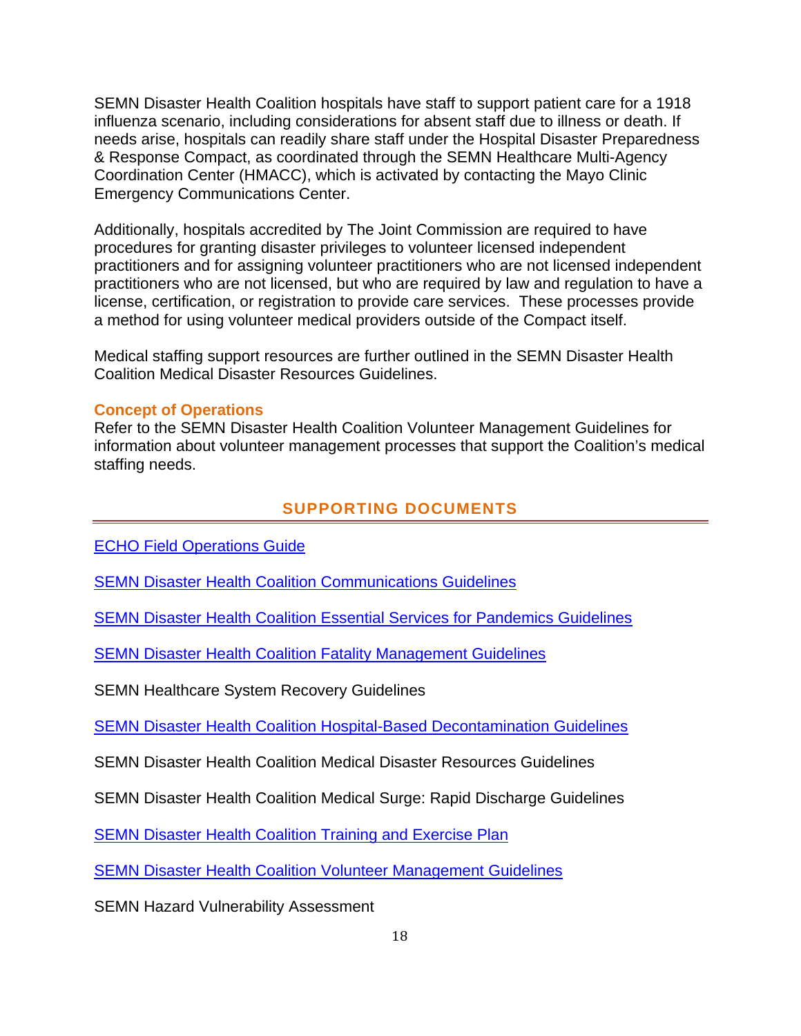SEMN Disaster Health Coalition hospitals have staff to support patient care for a 1918 influenza scenario, including considerations for absent staff due to illness or death. If needs arise, hospitals can readily share staff under the Hospital Disaster Preparedness & Response Compact, as coordinated through the SEMN Healthcare Multi-Agency Coordination Center (HMACC), which is activated by contacting the Mayo Clinic Emergency Communications Center.

Additionally, hospitals accredited by The Joint Commission are required to have procedures for granting disaster privileges to volunteer licensed independent practitioners and for assigning volunteer practitioners who are not licensed independent practitioners who are not licensed, but who are required by law and regulation to have a license, certification, or registration to provide care services.  These processes provide a method for using volunteer medical providers outside of the Compact itself.

Medical staffing support resources are further outlined in the SEMN Disaster Health Coalition Medical Disaster Resources Guidelines.

### Concept of Operations

Refer to the SEMN Disaster Health Coalition Volunteer Management Guidelines for information about volunteer management processes that support the Coalition's medical staffing needs.

## SUPPORTING DOCUMENTS

ECHO Field Operations Guide

SEMN Disaster Health Coalition Communications Guidelines

SEMN Disaster Health Coalition Essential Services for Pandemics Guidelines

SEMN Disaster Health Coalition Fatality Management Guidelines

SEMN Healthcare System Recovery Guidelines

SEMN Disaster Health Coalition Hospital-Based Decontamination Guidelines

SEMN Disaster Health Coalition Medical Disaster Resources Guidelines

SEMN Disaster Health Coalition Medical Surge: Rapid Discharge Guidelines

SEMN Disaster Health Coalition Training and Exercise Plan

SEMN Disaster Health Coalition Volunteer Management Guidelines

SEMN Hazard Vulnerability Assessment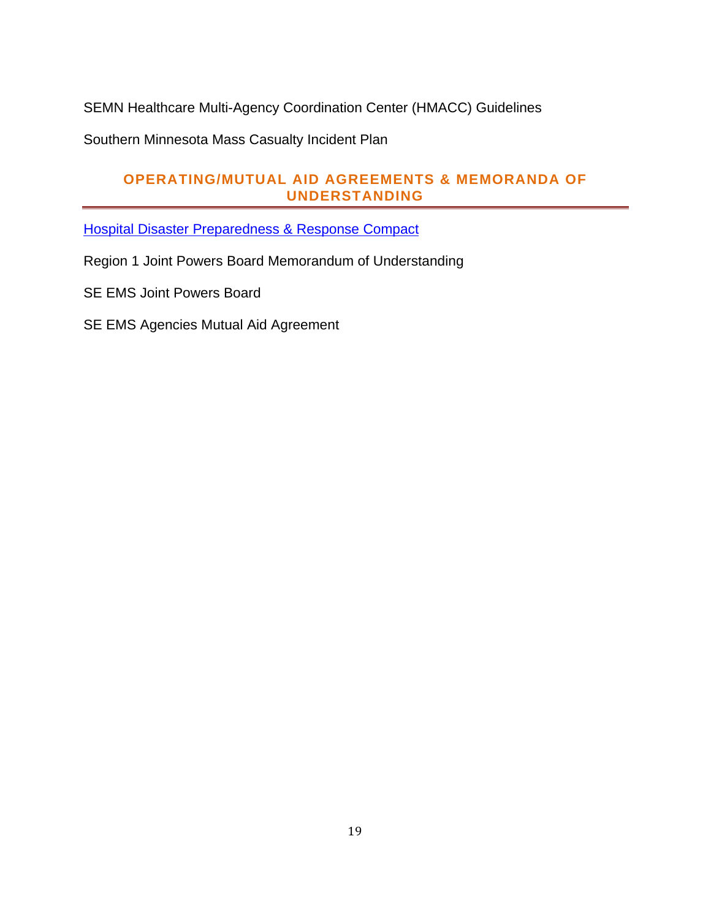SEMN Healthcare Multi-Agency Coordination Center (HMACC) Guidelines

Southern Minnesota Mass Casualty Incident Plan

## OPERATING/MUTUAL AID AGREEMENTS & MEMORANDA OF UNDERSTANDING

Hospital Disaster Preparedness & Response Compact

Region 1 Joint Powers Board Memorandum of Understanding

SE EMS Joint Powers Board

SE EMS Agencies Mutual Aid Agreement